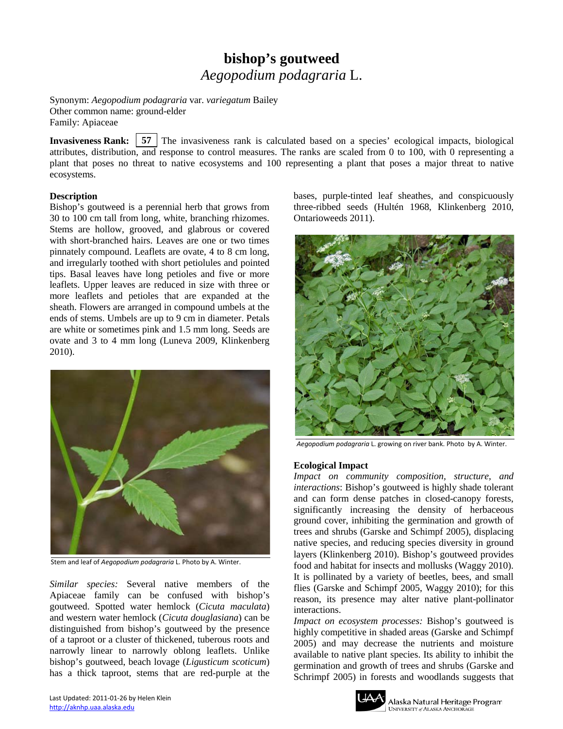# bishop's goutweed

## *Aegopodium podagraria* L.

Synonym: *Aegopodium podagraria* var. *variegatum* Bailey
Other common name: ground-elder
Family: Apiaceae

**Invasiveness Rank:** **57** The invasiveness rank is calculated based on a species' ecological impacts, biological attributes, distribution, and response to control measures. The ranks are scaled from 0 to 100, with 0 representing a plant that poses no threat to native ecosystems and 100 representing a plant that poses a major threat to native ecosystems.

### Description

Bishop's goutweed is a perennial herb that grows from 30 to 100 cm tall from long, white, branching rhizomes. Stems are hollow, grooved, and glabrous or covered with short-branched hairs. Leaves are one or two times pinnately compound. Leaflets are ovate, 4 to 8 cm long, and irregularly toothed with short petiolules and pointed tips. Basal leaves have long petioles and five or more leaflets. Upper leaves are reduced in size with three or more leaflets and petioles that are expanded at the sheath. Flowers are arranged in compound umbels at the ends of stems. Umbels are up to 9 cm in diameter. Petals are white or sometimes pink and 1.5 mm long. Seeds are ovate and 3 to 4 mm long (Luneva 2009, Klinkenberg 2010).

Stem and leaf of *Aegopodium podagraria* L. Photo by A. Winter.

*Similar species:* Several native members of the Apiaceae family can be confused with bishop's goutweed. Spotted water hemlock (*Cicuta maculata*) and western water hemlock (*Cicuta douglasiana*) can be distinguished from bishop's goutweed by the presence of a taproot or a cluster of thickened, tuberous roots and narrowly linear to narrowly oblong leaflets. Unlike bishop's goutweed, beach lovage (*Ligusticum scoticum*) has a thick taproot, stems that are red-purple at the bases, purple-tinted leaf sheathes, and conspicuously three-ribbed seeds (Hultén 1968, Klinkenberg 2010, Ontarioweeds 2011).

*Aegopodium podagraria* L. growing on river bank. Photo by A. Winter.

### Ecological Impact

*Impact on community composition, structure, and interactions*: Bishop's goutweed is highly shade tolerant and can form dense patches in closed-canopy forests, significantly increasing the density of herbaceous ground cover, inhibiting the germination and growth of trees and shrubs (Garske and Schimpf 2005), displacing native species, and reducing species diversity in ground layers (Klinkenberg 2010). Bishop's goutweed provides food and habitat for insects and mollusks (Waggy 2010). It is pollinated by a variety of beetles, bees, and small flies (Garske and Schimpf 2005, Waggy 2010); for this reason, its presence may alter native plant-pollinator interactions.

*Impact on ecosystem processes:* Bishop's goutweed is highly competitive in shaded areas (Garske and Schimpf 2005) and may decrease the nutrients and moisture available to native plant species. Its ability to inhibit the germination and growth of trees and shrubs (Garske and Schrimpf 2005) in forests and woodlands suggests that

Last Updated: 2011-01-26 by Helen Klein
http://aknhp.uaa.alaska.edu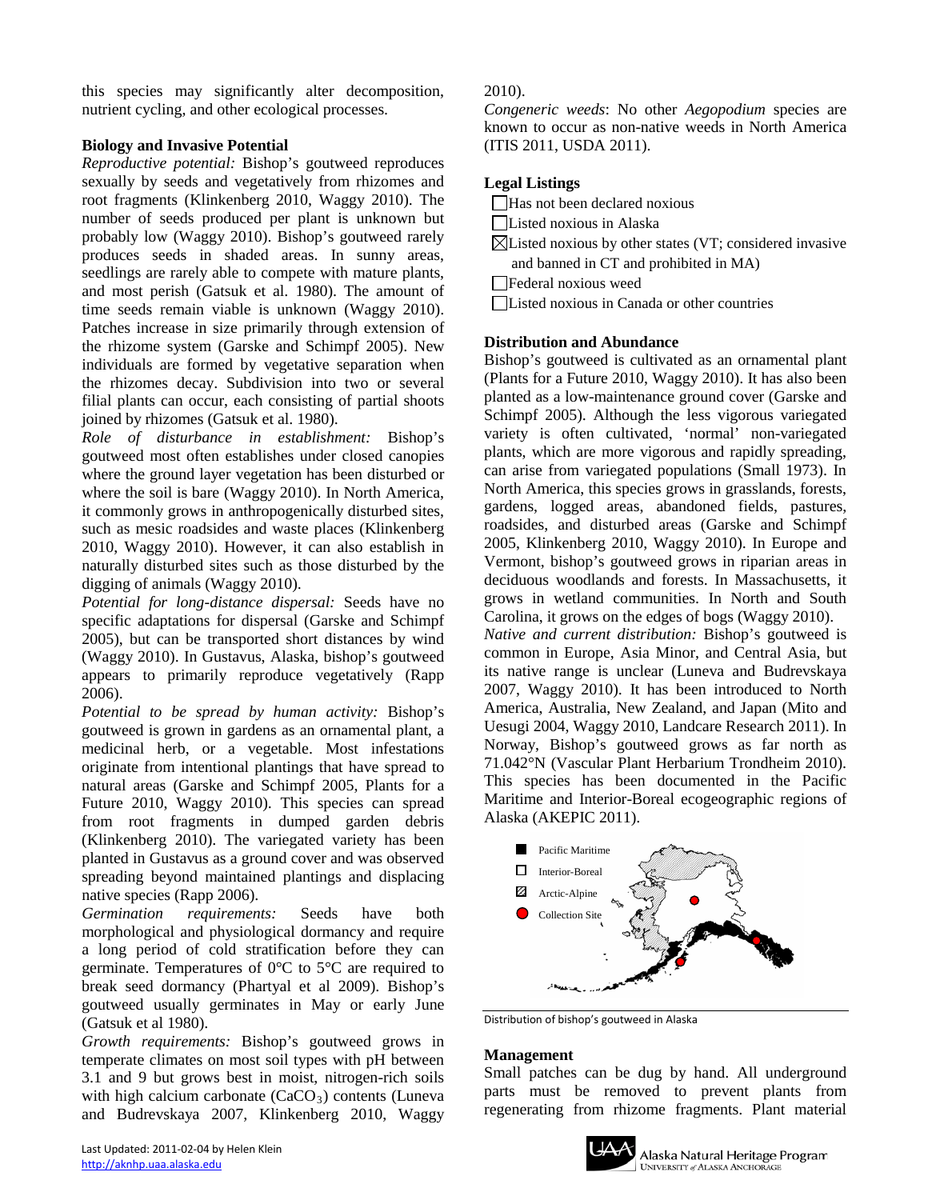this species may significantly alter decomposition, nutrient cycling, and other ecological processes.

**Biology and Invasive Potential**

*Reproductive potential:* Bishop's goutweed reproduces sexually by seeds and vegetatively from rhizomes and root fragments (Klinkenberg 2010, Waggy 2010). The number of seeds produced per plant is unknown but probably low (Waggy 2010). Bishop's goutweed rarely produces seeds in shaded areas. In sunny areas, seedlings are rarely able to compete with mature plants, and most perish (Gatsuk et al. 1980). The amount of time seeds remain viable is unknown (Waggy 2010). Patches increase in size primarily through extension of the rhizome system (Garske and Schimpf 2005). New individuals are formed by vegetative separation when the rhizomes decay. Subdivision into two or several filial plants can occur, each consisting of partial shoots joined by rhizomes (Gatsuk et al. 1980).

*Role of disturbance in establishment:* Bishop's goutweed most often establishes under closed canopies where the ground layer vegetation has been disturbed or where the soil is bare (Waggy 2010). In North America, it commonly grows in anthropogenically disturbed sites, such as mesic roadsides and waste places (Klinkenberg 2010, Waggy 2010). However, it can also establish in naturally disturbed sites such as those disturbed by the digging of animals (Waggy 2010).

*Potential for long-distance dispersal:* Seeds have no specific adaptations for dispersal (Garske and Schimpf 2005), but can be transported short distances by wind (Waggy 2010). In Gustavus, Alaska, bishop's goutweed appears to primarily reproduce vegetatively (Rapp 2006).

*Potential to be spread by human activity:* Bishop's goutweed is grown in gardens as an ornamental plant, a medicinal herb, or a vegetable. Most infestations originate from intentional plantings that have spread to natural areas (Garske and Schimpf 2005, Plants for a Future 2010, Waggy 2010). This species can spread from root fragments in dumped garden debris (Klinkenberg 2010). The variegated variety has been planted in Gustavus as a ground cover and was observed spreading beyond maintained plantings and displacing native species (Rapp 2006).

*Germination requirements:* Seeds have both morphological and physiological dormancy and require a long period of cold stratification before they can germinate. Temperatures of 0°C to 5°C are required to break seed dormancy (Phartyal et al 2009). Bishop's goutweed usually germinates in May or early June (Gatsuk et al 1980).

*Growth requirements:* Bishop's goutweed grows in temperate climates on most soil types with pH between 3.1 and 9 but grows best in moist, nitrogen-rich soils with high calcium carbonate ($CaCO_3$) contents (Luneva and Budrevskaya 2007, Klinkenberg 2010, Waggy 2010).

*Congeneric weeds*: No other *Aegopodium* species are known to occur as non-native weeds in North America (ITIS 2011, USDA 2011).

**Legal Listings**

- ☐ Has not been declared noxious
- ☐ Listed noxious in Alaska
- ☒ Listed noxious by other states (VT; considered invasive and banned in CT and prohibited in MA)
- ☐ Federal noxious weed
- ☐ Listed noxious in Canada or other countries

**Distribution and Abundance**

Bishop's goutweed is cultivated as an ornamental plant (Plants for a Future 2010, Waggy 2010). It has also been planted as a low-maintenance ground cover (Garske and Schimpf 2005). Although the less vigorous variegated variety is often cultivated, 'normal' non-variegated plants, which are more vigorous and rapidly spreading, can arise from variegated populations (Small 1973). In North America, this species grows in grasslands, forests, gardens, logged areas, abandoned fields, pastures, roadsides, and disturbed areas (Garske and Schimpf 2005, Klinkenberg 2010, Waggy 2010). In Europe and Vermont, bishop's goutweed grows in riparian areas in deciduous woodlands and forests. In Massachusetts, it grows in wetland communities. In North and South Carolina, it grows on the edges of bogs (Waggy 2010).

*Native and current distribution:* Bishop's goutweed is common in Europe, Asia Minor, and Central Asia, but its native range is unclear (Luneva and Budrevskaya 2007, Waggy 2010). It has been introduced to North America, Australia, New Zealand, and Japan (Mito and Uesugi 2004, Waggy 2010, Landcare Research 2011). In Norway, Bishop's goutweed grows as far north as 71.042°N (Vascular Plant Herbarium Trondheim 2010). This species has been documented in the Pacific Maritime and Interior-Boreal ecogeographic regions of Alaska (AKEPIC 2011).

Pacific Maritime
Interior-Boreal
Arctic-Alpine
Collection Site

Distribution of bishop's goutweed in Alaska

**Management**

Small patches can be dug by hand. All underground parts must be removed to prevent plants from regenerating from rhizome fragments. Plant material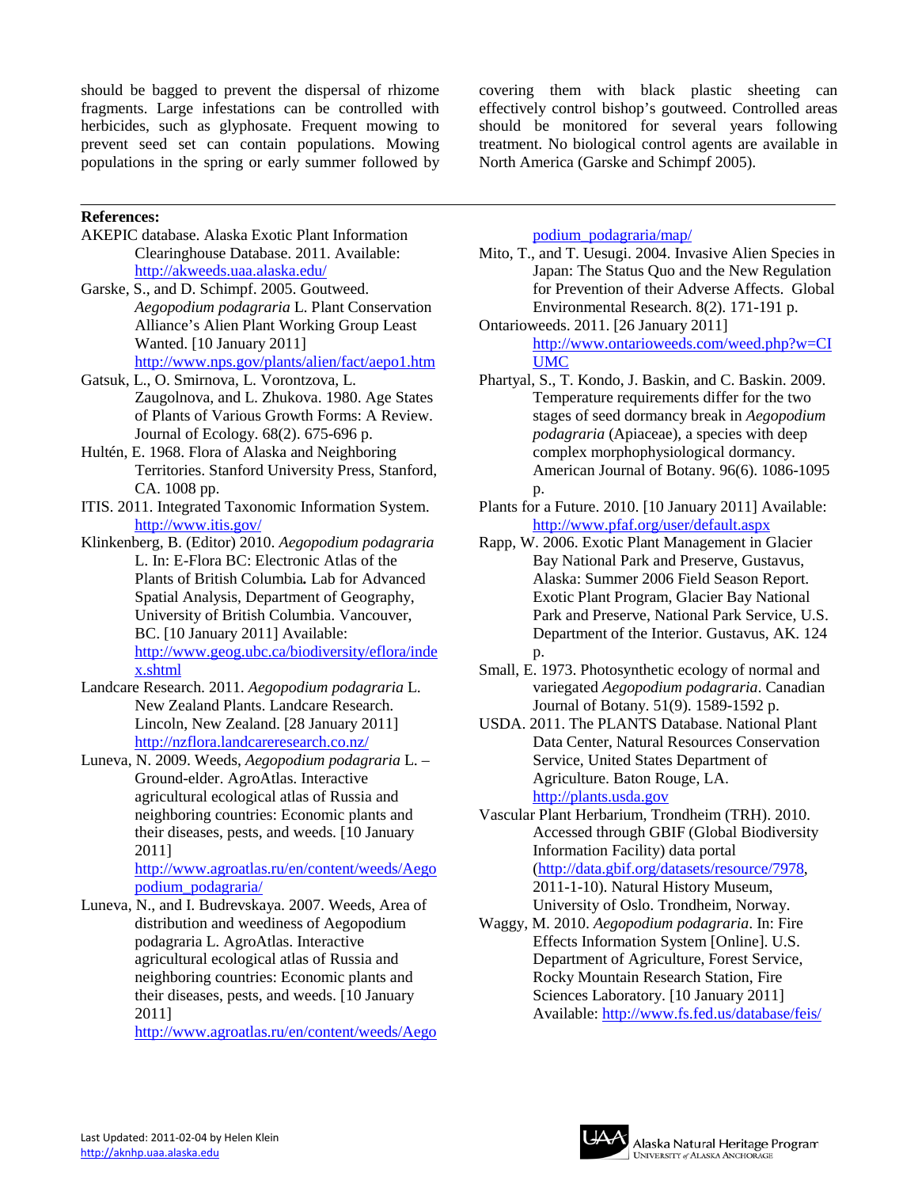should be bagged to prevent the dispersal of rhizome fragments. Large infestations can be controlled with herbicides, such as glyphosate. Frequent mowing to prevent seed set can contain populations. Mowing populations in the spring or early summer followed by covering them with black plastic sheeting can effectively control bishop's goutweed. Controlled areas should be monitored for several years following treatment. No biological control agents are available in North America (Garske and Schimpf 2005).

**References:**

AKEPIC database. Alaska Exotic Plant Information Clearinghouse Database. 2011. Available: http://akweeds.uaa.alaska.edu/

Garske, S., and D. Schimpf. 2005. Goutweed. *Aegopodium podagraria* L. Plant Conservation Alliance's Alien Plant Working Group Least Wanted. [10 January 2011] http://www.nps.gov/plants/alien/fact/aepo1.htm

Gatsuk, L., O. Smirnova, L. Vorontzova, L. Zaugolnova, and L. Zhukova. 1980. Age States of Plants of Various Growth Forms: A Review. Journal of Ecology. 68(2). 675-696 p.

Hultén, E. 1968. Flora of Alaska and Neighboring Territories. Stanford University Press, Stanford, CA. 1008 pp.

ITIS. 2011. Integrated Taxonomic Information System. http://www.itis.gov/

Klinkenberg, B. (Editor) 2010. *Aegopodium podagraria* L. In: E-Flora BC: Electronic Atlas of the Plants of British Columbia**.** Lab for Advanced Spatial Analysis, Department of Geography, University of British Columbia. Vancouver, BC. [10 January 2011] Available: http://www.geog.ubc.ca/biodiversity/eflora/index.shtml

Landcare Research. 2011. *Aegopodium podagraria* L. New Zealand Plants. Landcare Research. Lincoln, New Zealand. [28 January 2011] http://nzflora.landcareresearch.co.nz/

Luneva, N. 2009. Weeds, *Aegopodium podagraria* L. – Ground-elder. AgroAtlas. Interactive agricultural ecological atlas of Russia and neighboring countries: Economic plants and their diseases, pests, and weeds. [10 January 2011] http://www.agroatlas.ru/en/content/weeds/Aegopodium_podagraria/

Luneva, N., and I. Budrevskaya. 2007. Weeds, Area of distribution and weediness of Aegopodium podagraria L. AgroAtlas. Interactive agricultural ecological atlas of Russia and neighboring countries: Economic plants and their diseases, pests, and weeds. [10 January 2011] http://www.agroatlas.ru/en/content/weeds/Aegopodium_podagraria/map/

Mito, T., and T. Uesugi. 2004. Invasive Alien Species in Japan: The Status Quo and the New Regulation for Prevention of their Adverse Affects. Global Environmental Research. 8(2). 171-191 p.

Ontarioweeds. 2011. [26 January 2011] http://www.ontarioweeds.com/weed.php?w=CIUMC

Phartyal, S., T. Kondo, J. Baskin, and C. Baskin. 2009. Temperature requirements differ for the two stages of seed dormancy break in *Aegopodium podagraria* (Apiaceae), a species with deep complex morphophysiological dormancy. American Journal of Botany. 96(6). 1086-1095 p.

Plants for a Future. 2010. [10 January 2011] Available: http://www.pfaf.org/user/default.aspx

Rapp, W. 2006. Exotic Plant Management in Glacier Bay National Park and Preserve, Gustavus, Alaska: Summer 2006 Field Season Report. Exotic Plant Program, Glacier Bay National Park and Preserve, National Park Service, U.S. Department of the Interior. Gustavus, AK. 124 p.

Small, E. 1973. Photosynthetic ecology of normal and variegated *Aegopodium podagraria*. Canadian Journal of Botany. 51(9). 1589-1592 p.

USDA. 2011. The PLANTS Database. National Plant Data Center, Natural Resources Conservation Service, United States Department of Agriculture. Baton Rouge, LA. http://plants.usda.gov

Vascular Plant Herbarium, Trondheim (TRH). 2010. Accessed through GBIF (Global Biodiversity Information Facility) data portal (http://data.gbif.org/datasets/resource/7978, 2011-1-10). Natural History Museum, University of Oslo. Trondheim, Norway.

Waggy, M. 2010. *Aegopodium podagraria*. In: Fire Effects Information System [Online]. U.S. Department of Agriculture, Forest Service, Rocky Mountain Research Station, Fire Sciences Laboratory. [10 January 2011] Available: http://www.fs.fed.us/database/feis/

Last Updated: 2011-02-04 by Helen Klein
http://aknhp.uaa.alaska.edu